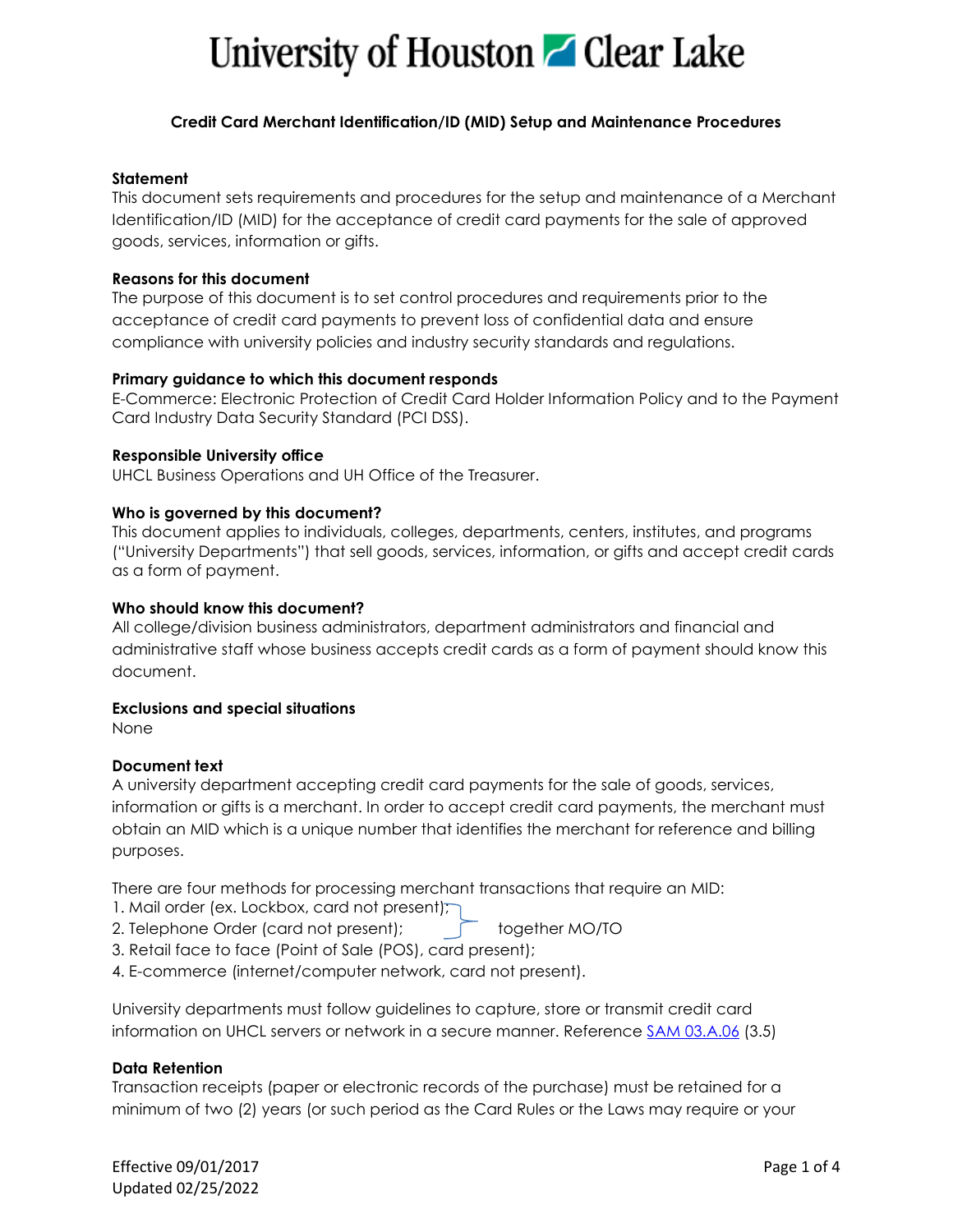# University of Houston Clear Lake

**Credit Card Merchant Identification/ID (MID) Setup and Maintenance Procedures**

**Statement**
This document sets requirements and procedures for the setup and maintenance of a Merchant Identification/ID (MID) for the acceptance of credit card payments for the sale of approved goods, services, information or gifts.

**Reasons for this document**
The purpose of this document is to set control procedures and requirements prior to the acceptance of credit card payments to prevent loss of confidential data and ensure compliance with university policies and industry security standards and regulations.

**Primary guidance to which this document responds**
E-Commerce: Electronic Protection of Credit Card Holder Information Policy and to the Payment Card Industry Data Security Standard (PCI DSS).

**Responsible University office**
UHCL Business Operations and UH Office of the Treasurer.

**Who is governed by this document?**
This document applies to individuals, colleges, departments, centers, institutes, and programs ("University Departments") that sell goods, services, information, or gifts and accept credit cards as a form of payment.

**Who should know this document?**
All college/division business administrators, department administrators and financial and administrative staff whose business accepts credit cards as a form of payment should know this document.

**Exclusions and special situations**
None

**Document text**
A university department accepting credit card payments for the sale of goods, services, information or gifts is a merchant. In order to accept credit card payments, the merchant must obtain an MID which is a unique number that identifies the merchant for reference and billing purposes.

There are four methods for processing merchant transactions that require an MID:
1. Mail order (ex. Lockbox, card not present);
2. Telephone Order (card not present); } together MO/TO
3. Retail face to face (Point of Sale (POS), card present);
4. E-commerce (internet/computer network, card not present).

University departments must follow guidelines to capture, store or transmit credit card information on UHCL servers or network in a secure manner. Reference SAM 03.A.06 (3.5)

**Data Retention**
Transaction receipts (paper or electronic records of the purchase) must be retained for a minimum of two (2) years (or such period as the Card Rules or the Laws may require or your

Effective 09/01/2017
Updated 02/25/2022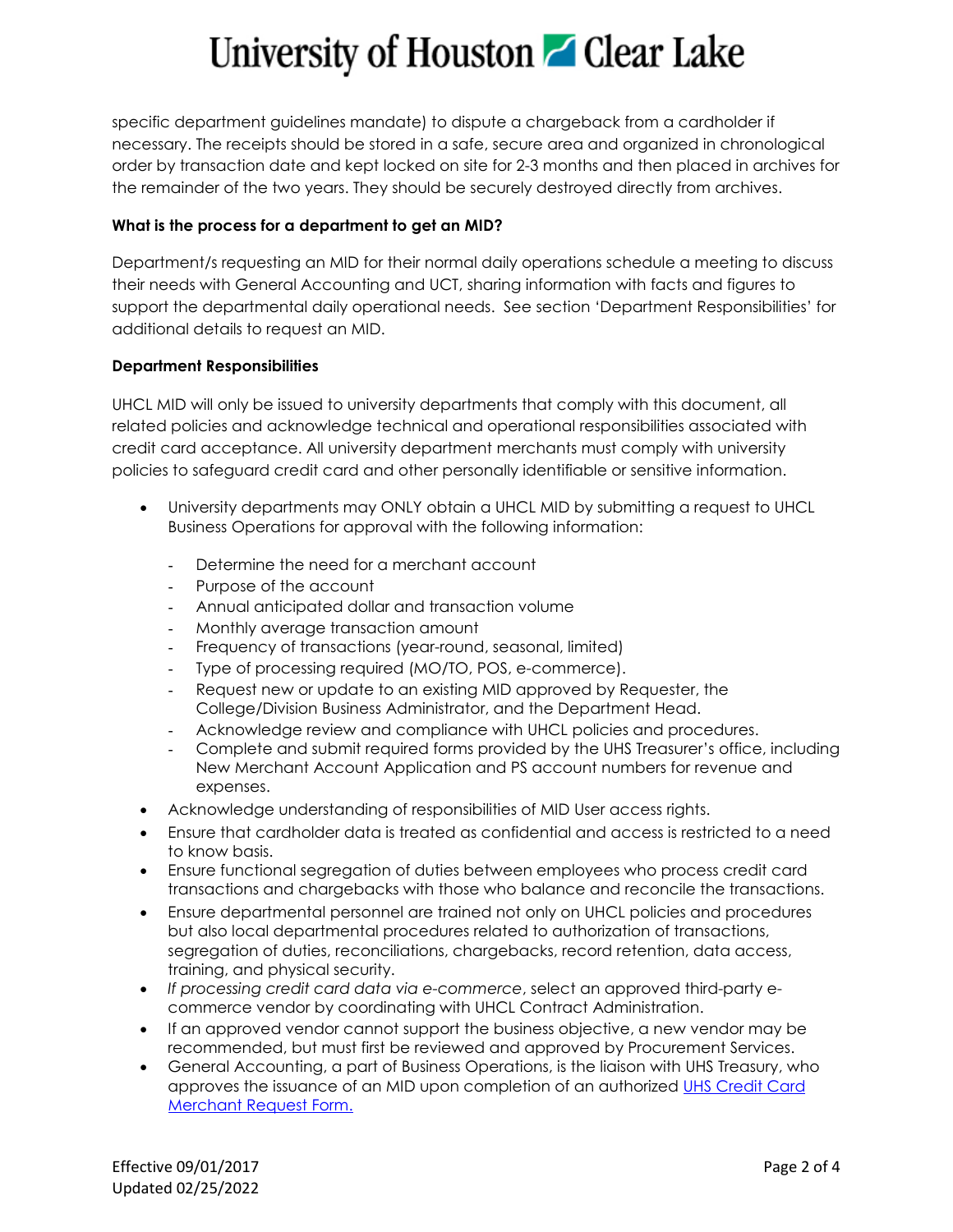specific department guidelines mandate) to dispute a chargeback from a cardholder if necessary. The receipts should be stored in a safe, secure area and organized in chronological order by transaction date and kept locked on site for 2-3 months and then placed in archives for the remainder of the two years. They should be securely destroyed directly from archives.

**What is the process for a department to get an MID?**

Department/s requesting an MID for their normal daily operations schedule a meeting to discuss their needs with General Accounting and UCT, sharing information with facts and figures to support the departmental daily operational needs. See section 'Department Responsibilities' for additional details to request an MID.

**Department Responsibilities**

UHCL MID will only be issued to university departments that comply with this document, all related policies and acknowledge technical and operational responsibilities associated with credit card acceptance. All university department merchants must comply with university policies to safeguard credit card and other personally identifiable or sensitive information.

- University departments may ONLY obtain a UHCL MID by submitting a request to UHCL Business Operations for approval with the following information:
  - Determine the need for a merchant account
  - Purpose of the account
  - Annual anticipated dollar and transaction volume
  - Monthly average transaction amount
  - Frequency of transactions (year-round, seasonal, limited)
  - Type of processing required (MO/TO, POS, e-commerce).
  - Request new or update to an existing MID approved by Requester, the College/Division Business Administrator, and the Department Head.
  - Acknowledge review and compliance with UHCL policies and procedures.
  - Complete and submit required forms provided by the UHS Treasurer's office, including New Merchant Account Application and PS account numbers for revenue and expenses.
- Acknowledge understanding of responsibilities of MID User access rights.
- Ensure that cardholder data is treated as confidential and access is restricted to a need to know basis.
- Ensure functional segregation of duties between employees who process credit card transactions and chargebacks with those who balance and reconcile the transactions.
- Ensure departmental personnel are trained not only on UHCL policies and procedures but also local departmental procedures related to authorization of transactions, segregation of duties, reconciliations, chargebacks, record retention, data access, training, and physical security.
- *If processing credit card data via e-commerce*, select an approved third-party e-commerce vendor by coordinating with UHCL Contract Administration.
- If an approved vendor cannot support the business objective, a new vendor may be recommended, but must first be reviewed and approved by Procurement Services.
- General Accounting, a part of Business Operations, is the liaison with UHS Treasury, who approves the issuance of an MID upon completion of an authorized UHS Credit Card Merchant Request Form.

Effective 09/01/2017
Updated 02/25/2022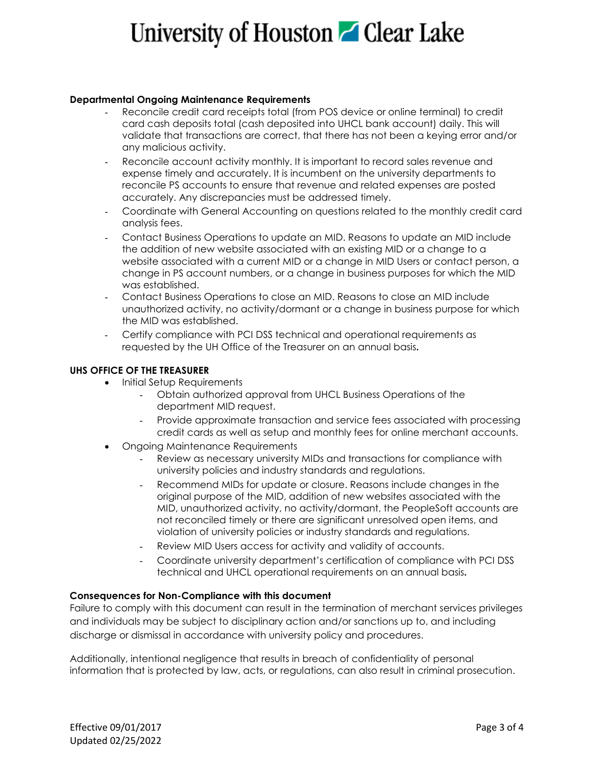**Departmental Ongoing Maintenance Requirements**

- Reconcile credit card receipts total (from POS device or online terminal) to credit card cash deposits total (cash deposited into UHCL bank account) daily. This will validate that transactions are correct, that there has not been a keying error and/or any malicious activity.
- Reconcile account activity monthly. It is important to record sales revenue and expense timely and accurately. It is incumbent on the university departments to reconcile PS accounts to ensure that revenue and related expenses are posted accurately. Any discrepancies must be addressed timely.
- Coordinate with General Accounting on questions related to the monthly credit card analysis fees.
- Contact Business Operations to update an MID. Reasons to update an MID include the addition of new website associated with an existing MID or a change to a website associated with a current MID or a change in MID Users or contact person, a change in PS account numbers, or a change in business purposes for which the MID was established.
- Contact Business Operations to close an MID. Reasons to close an MID include unauthorized activity, no activity/dormant or a change in business purpose for which the MID was established.
- Certify compliance with PCI DSS technical and operational requirements as requested by the UH Office of the Treasurer on an annual basis**.**

**UHS OFFICE OF THE TREASURER**

- Initial Setup Requirements
    - Obtain authorized approval from UHCL Business Operations of the department MID request.
    - Provide approximate transaction and service fees associated with processing credit cards as well as setup and monthly fees for online merchant accounts.
- Ongoing Maintenance Requirements
    - Review as necessary university MIDs and transactions for compliance with university policies and industry standards and regulations.
    - Recommend MIDs for update or closure. Reasons include changes in the original purpose of the MID, addition of new websites associated with the MID, unauthorized activity, no activity/dormant, the PeopleSoft accounts are not reconciled timely or there are significant unresolved open items, and violation of university policies or industry standards and regulations.
    - Review MID Users access for activity and validity of accounts.
    - Coordinate university department's certification of compliance with PCI DSS technical and UHCL operational requirements on an annual basis**.**

**Consequences for Non-Compliance with this document**

Failure to comply with this document can result in the termination of merchant services privileges and individuals may be subject to disciplinary action and/or sanctions up to, and including discharge or dismissal in accordance with university policy and procedures.

Additionally, intentional negligence that results in breach of confidentiality of personal information that is protected by law, acts, or regulations, can also result in criminal prosecution.

Effective 09/01/2017
Updated 02/25/2022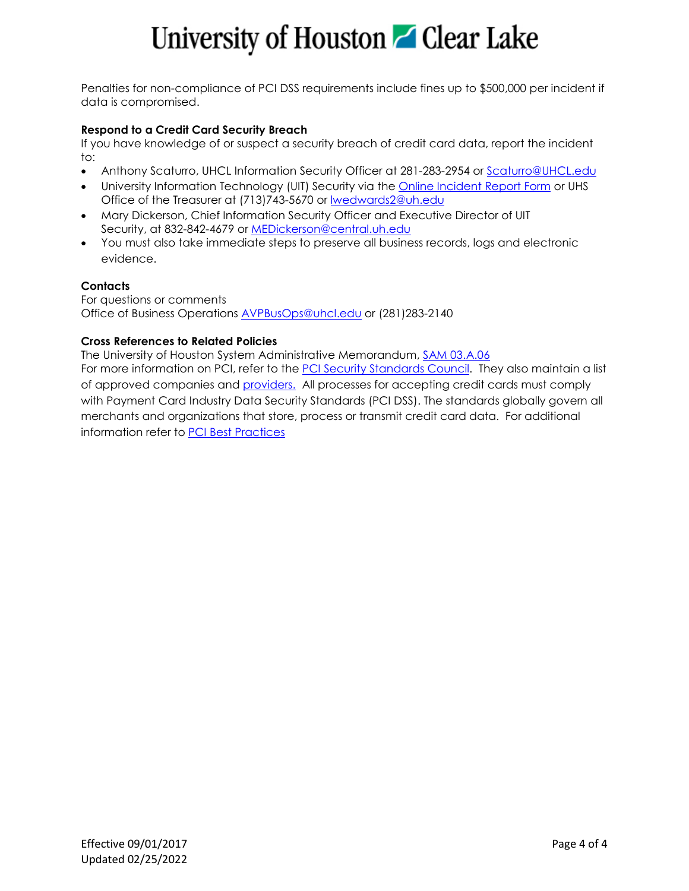Penalties for non-compliance of PCI DSS requirements include fines up to $500,000 per incident if data is compromised.

**Respond to a Credit Card Security Breach**

If you have knowledge of or suspect a security breach of credit card data, report the incident to:

- Anthony Scaturro, UHCL Information Security Officer at 281-283-2954 or Scaturro@UHCL.edu
- University Information Technology (UIT) Security via the Online Incident Report Form or UHS Office of the Treasurer at (713)743-5670 or lwedwards2@uh.edu
- Mary Dickerson, Chief Information Security Officer and Executive Director of UIT Security, at 832-842-4679 or MEDickerson@central.uh.edu
- You must also take immediate steps to preserve all business records, logs and electronic evidence.

**Contacts**

For questions or comments
Office of Business Operations AVPBusOps@uhcl.edu or (281)283-2140

**Cross References to Related Policies**

The University of Houston System Administrative Memorandum, SAM 03.A.06
For more information on PCI, refer to the PCI Security Standards Council. They also maintain a list of approved companies and providers. All processes for accepting credit cards must comply with Payment Card Industry Data Security Standards (PCI DSS). The standards globally govern all merchants and organizations that store, process or transmit credit card data. For additional information refer to PCI Best Practices

Effective 09/01/2017
Updated 02/25/2022